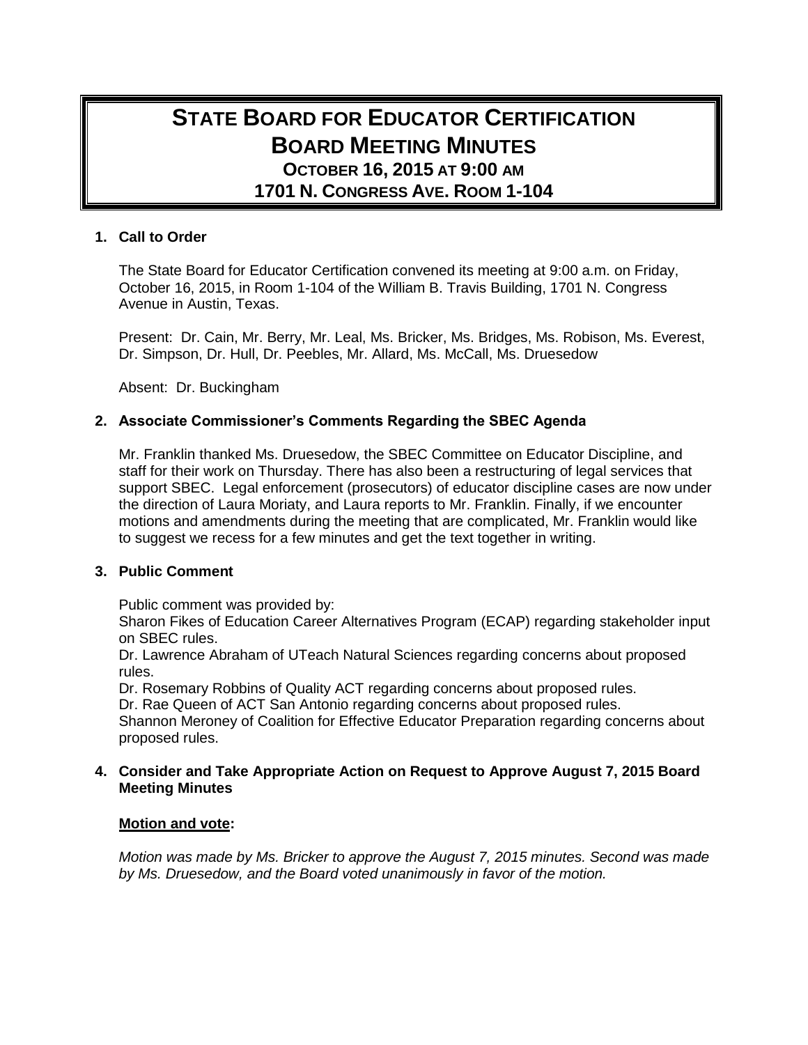# STATE BOARD FOR EDUCATOR CERTIFICATION
# BOARD MEETING MINUTES
## OCTOBER 16, 2015 AT 9:00 AM
## 1701 N. CONGRESS AVE. ROOM 1-104

**1. Call to Order**

The State Board for Educator Certification convened its meeting at 9:00 a.m. on Friday, October 16, 2015, in Room 1-104 of the William B. Travis Building, 1701 N. Congress Avenue in Austin, Texas.

Present: Dr. Cain, Mr. Berry, Mr. Leal, Ms. Bricker, Ms. Bridges, Ms. Robison, Ms. Everest, Dr. Simpson, Dr. Hull, Dr. Peebles, Mr. Allard, Ms. McCall, Ms. Druesedow

Absent: Dr. Buckingham

**2. Associate Commissioner's Comments Regarding the SBEC Agenda**

Mr. Franklin thanked Ms. Druesedow, the SBEC Committee on Educator Discipline, and staff for their work on Thursday. There has also been a restructuring of legal services that support SBEC. Legal enforcement (prosecutors) of educator discipline cases are now under the direction of Laura Moriaty, and Laura reports to Mr. Franklin. Finally, if we encounter motions and amendments during the meeting that are complicated, Mr. Franklin would like to suggest we recess for a few minutes and get the text together in writing.

**3. Public Comment**

Public comment was provided by:
Sharon Fikes of Education Career Alternatives Program (ECAP) regarding stakeholder input on SBEC rules.
Dr. Lawrence Abraham of UTeach Natural Sciences regarding concerns about proposed rules.
Dr. Rosemary Robbins of Quality ACT regarding concerns about proposed rules.
Dr. Rae Queen of ACT San Antonio regarding concerns about proposed rules.
Shannon Meroney of Coalition for Effective Educator Preparation regarding concerns about proposed rules.

**4. Consider and Take Appropriate Action on Request to Approve August 7, 2015 Board Meeting Minutes**

**Motion and vote:**

*Motion was made by Ms. Bricker to approve the August 7, 2015 minutes. Second was made by Ms. Druesedow, and the Board voted unanimously in favor of the motion.*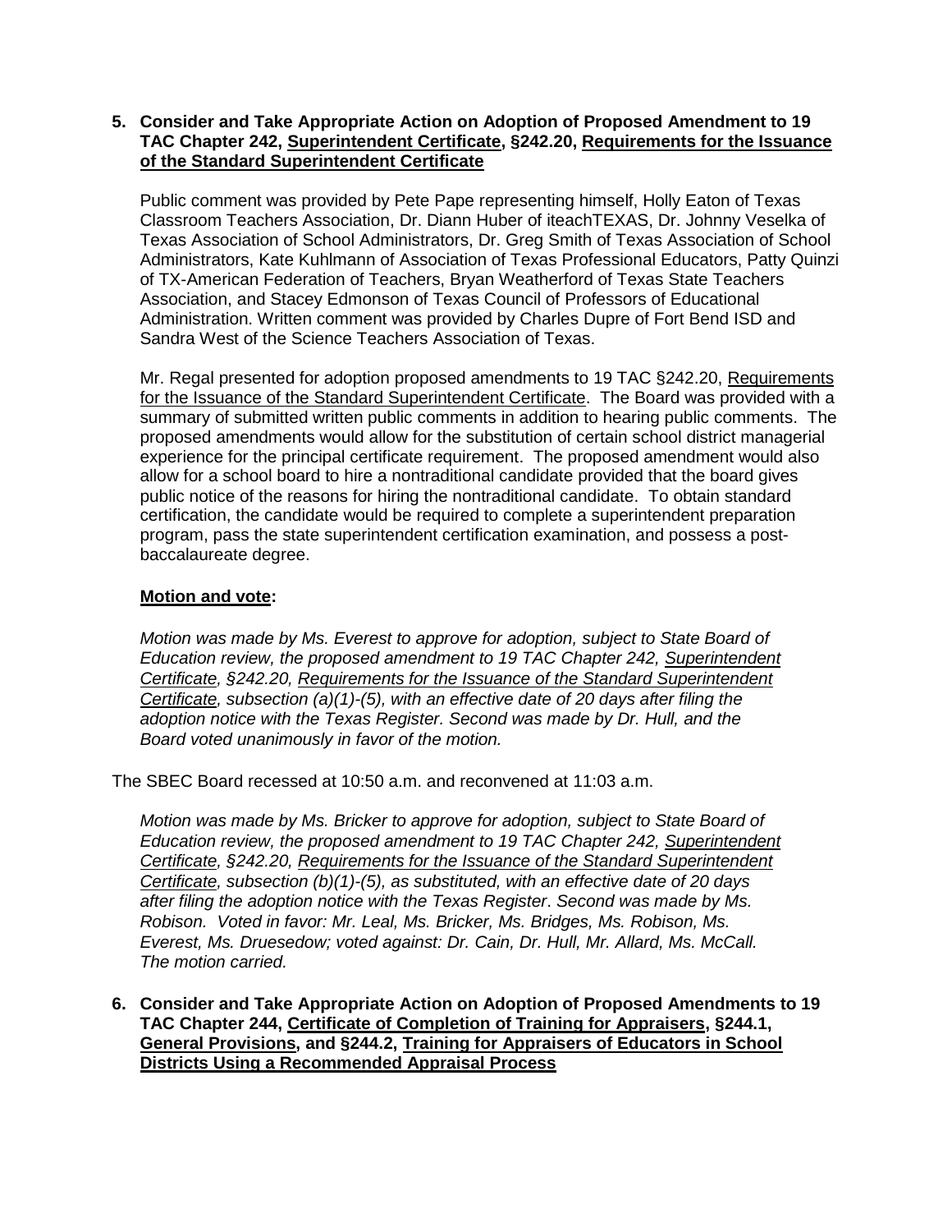**5. Consider and Take Appropriate Action on Adoption of Proposed Amendment to 19 TAC Chapter 242, Superintendent Certificate, §242.20, Requirements for the Issuance of the Standard Superintendent Certificate**

Public comment was provided by Pete Pape representing himself, Holly Eaton of Texas Classroom Teachers Association, Dr. Diann Huber of iteachTEXAS, Dr. Johnny Veselka of Texas Association of School Administrators, Dr. Greg Smith of Texas Association of School Administrators, Kate Kuhlmann of Association of Texas Professional Educators, Patty Quinzi of TX-American Federation of Teachers, Bryan Weatherford of Texas State Teachers Association, and Stacey Edmonson of Texas Council of Professors of Educational Administration. Written comment was provided by Charles Dupre of Fort Bend ISD and Sandra West of the Science Teachers Association of Texas.

Mr. Regal presented for adoption proposed amendments to 19 TAC §242.20, Requirements for the Issuance of the Standard Superintendent Certificate. The Board was provided with a summary of submitted written public comments in addition to hearing public comments. The proposed amendments would allow for the substitution of certain school district managerial experience for the principal certificate requirement. The proposed amendment would also allow for a school board to hire a nontraditional candidate provided that the board gives public notice of the reasons for hiring the nontraditional candidate. To obtain standard certification, the candidate would be required to complete a superintendent preparation program, pass the state superintendent certification examination, and possess a post-baccalaureate degree.

**Motion and vote:**

*Motion was made by Ms. Everest to approve for adoption, subject to State Board of Education review, the proposed amendment to 19 TAC Chapter 242, Superintendent Certificate, §242.20, Requirements for the Issuance of the Standard Superintendent Certificate, subsection (a)(1)-(5), with an effective date of 20 days after filing the adoption notice with the Texas Register. Second was made by Dr. Hull, and the Board voted unanimously in favor of the motion.*

The SBEC Board recessed at 10:50 a.m. and reconvened at 11:03 a.m.

*Motion was made by Ms. Bricker to approve for adoption, subject to State Board of Education review, the proposed amendment to 19 TAC Chapter 242, Superintendent Certificate, §242.20, Requirements for the Issuance of the Standard Superintendent Certificate, subsection (b)(1)-(5), as substituted, with an effective date of 20 days after filing the adoption notice with the Texas Register. Second was made by Ms. Robison. Voted in favor: Mr. Leal, Ms. Bricker, Ms. Bridges, Ms. Robison, Ms. Everest, Ms. Druesedow; voted against: Dr. Cain, Dr. Hull, Mr. Allard, Ms. McCall. The motion carried.*

**6. Consider and Take Appropriate Action on Adoption of Proposed Amendments to 19 TAC Chapter 244, Certificate of Completion of Training for Appraisers, §244.1, General Provisions, and §244.2, Training for Appraisers of Educators in School Districts Using a Recommended Appraisal Process**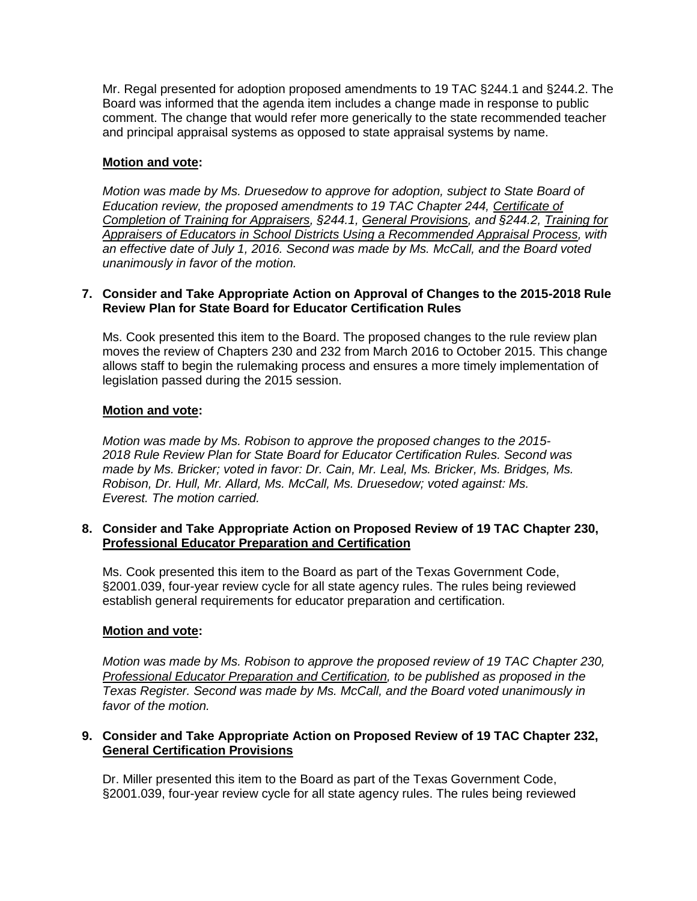Mr. Regal presented for adoption proposed amendments to 19 TAC §244.1 and §244.2. The Board was informed that the agenda item includes a change made in response to public comment. The change that would refer more generically to the state recommended teacher and principal appraisal systems as opposed to state appraisal systems by name.

**Motion and vote:**

*Motion was made by Ms. Druesedow to approve for adoption, subject to State Board of Education review, the proposed amendments to 19 TAC Chapter 244, Certificate of Completion of Training for Appraisers, §244.1, General Provisions, and §244.2, Training for Appraisers of Educators in School Districts Using a Recommended Appraisal Process, with an effective date of July 1, 2016. Second was made by Ms. McCall, and the Board voted unanimously in favor of the motion.*

**7. Consider and Take Appropriate Action on Approval of Changes to the 2015-2018 Rule Review Plan for State Board for Educator Certification Rules**

Ms. Cook presented this item to the Board. The proposed changes to the rule review plan moves the review of Chapters 230 and 232 from March 2016 to October 2015. This change allows staff to begin the rulemaking process and ensures a more timely implementation of legislation passed during the 2015 session.

**Motion and vote:**

*Motion was made by Ms. Robison to approve the proposed changes to the 2015-2018 Rule Review Plan for State Board for Educator Certification Rules. Second was made by Ms. Bricker; voted in favor: Dr. Cain, Mr. Leal, Ms. Bricker, Ms. Bridges, Ms. Robison, Dr. Hull, Mr. Allard, Ms. McCall, Ms. Druesedow; voted against: Ms. Everest. The motion carried.*

**8. Consider and Take Appropriate Action on Proposed Review of 19 TAC Chapter 230, Professional Educator Preparation and Certification**

Ms. Cook presented this item to the Board as part of the Texas Government Code, §2001.039, four-year review cycle for all state agency rules. The rules being reviewed establish general requirements for educator preparation and certification.

**Motion and vote:**

*Motion was made by Ms. Robison to approve the proposed review of 19 TAC Chapter 230, Professional Educator Preparation and Certification, to be published as proposed in the Texas Register. Second was made by Ms. McCall, and the Board voted unanimously in favor of the motion.*

**9. Consider and Take Appropriate Action on Proposed Review of 19 TAC Chapter 232, General Certification Provisions**

Dr. Miller presented this item to the Board as part of the Texas Government Code, §2001.039, four-year review cycle for all state agency rules. The rules being reviewed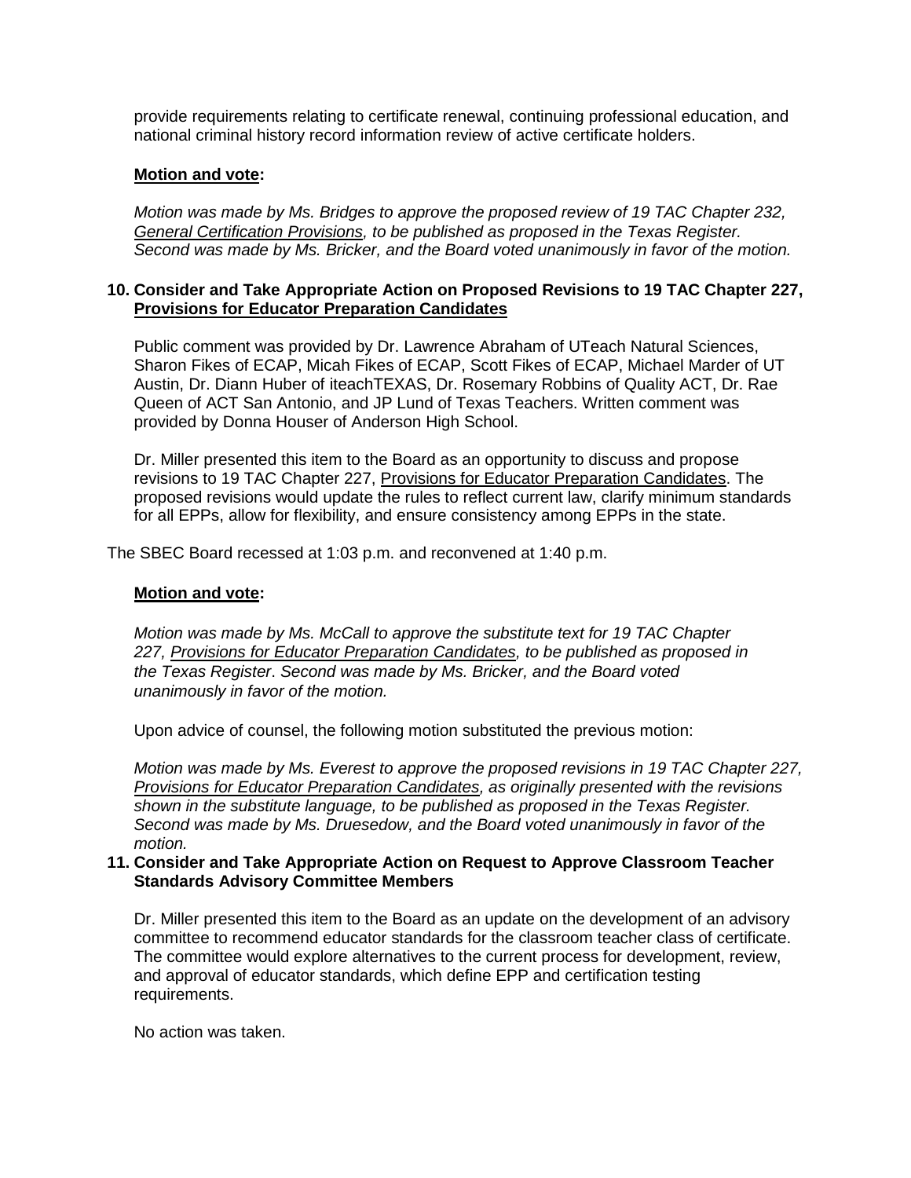provide requirements relating to certificate renewal, continuing professional education, and national criminal history record information review of active certificate holders.

**Motion and vote:**

*Motion was made by Ms. Bridges to approve the proposed review of 19 TAC Chapter 232, General Certification Provisions, to be published as proposed in the Texas Register. Second was made by Ms. Bricker, and the Board voted unanimously in favor of the motion.*

**10. Consider and Take Appropriate Action on Proposed Revisions to 19 TAC Chapter 227, Provisions for Educator Preparation Candidates**

Public comment was provided by Dr. Lawrence Abraham of UTeach Natural Sciences, Sharon Fikes of ECAP, Micah Fikes of ECAP, Scott Fikes of ECAP, Michael Marder of UT Austin, Dr. Diann Huber of iteachTEXAS, Dr. Rosemary Robbins of Quality ACT, Dr. Rae Queen of ACT San Antonio, and JP Lund of Texas Teachers. Written comment was provided by Donna Houser of Anderson High School.

Dr. Miller presented this item to the Board as an opportunity to discuss and propose revisions to 19 TAC Chapter 227, Provisions for Educator Preparation Candidates. The proposed revisions would update the rules to reflect current law, clarify minimum standards for all EPPs, allow for flexibility, and ensure consistency among EPPs in the state.

The SBEC Board recessed at 1:03 p.m. and reconvened at 1:40 p.m.

**Motion and vote:**

*Motion was made by Ms. McCall to approve the substitute text for 19 TAC Chapter 227, Provisions for Educator Preparation Candidates, to be published as proposed in the Texas Register. Second was made by Ms. Bricker, and the Board voted unanimously in favor of the motion.*

Upon advice of counsel, the following motion substituted the previous motion:

*Motion was made by Ms. Everest to approve the proposed revisions in 19 TAC Chapter 227, Provisions for Educator Preparation Candidates, as originally presented with the revisions shown in the substitute language, to be published as proposed in the Texas Register. Second was made by Ms. Druesedow, and the Board voted unanimously in favor of the motion.*

**11. Consider and Take Appropriate Action on Request to Approve Classroom Teacher Standards Advisory Committee Members**

Dr. Miller presented this item to the Board as an update on the development of an advisory committee to recommend educator standards for the classroom teacher class of certificate. The committee would explore alternatives to the current process for development, review, and approval of educator standards, which define EPP and certification testing requirements.

No action was taken.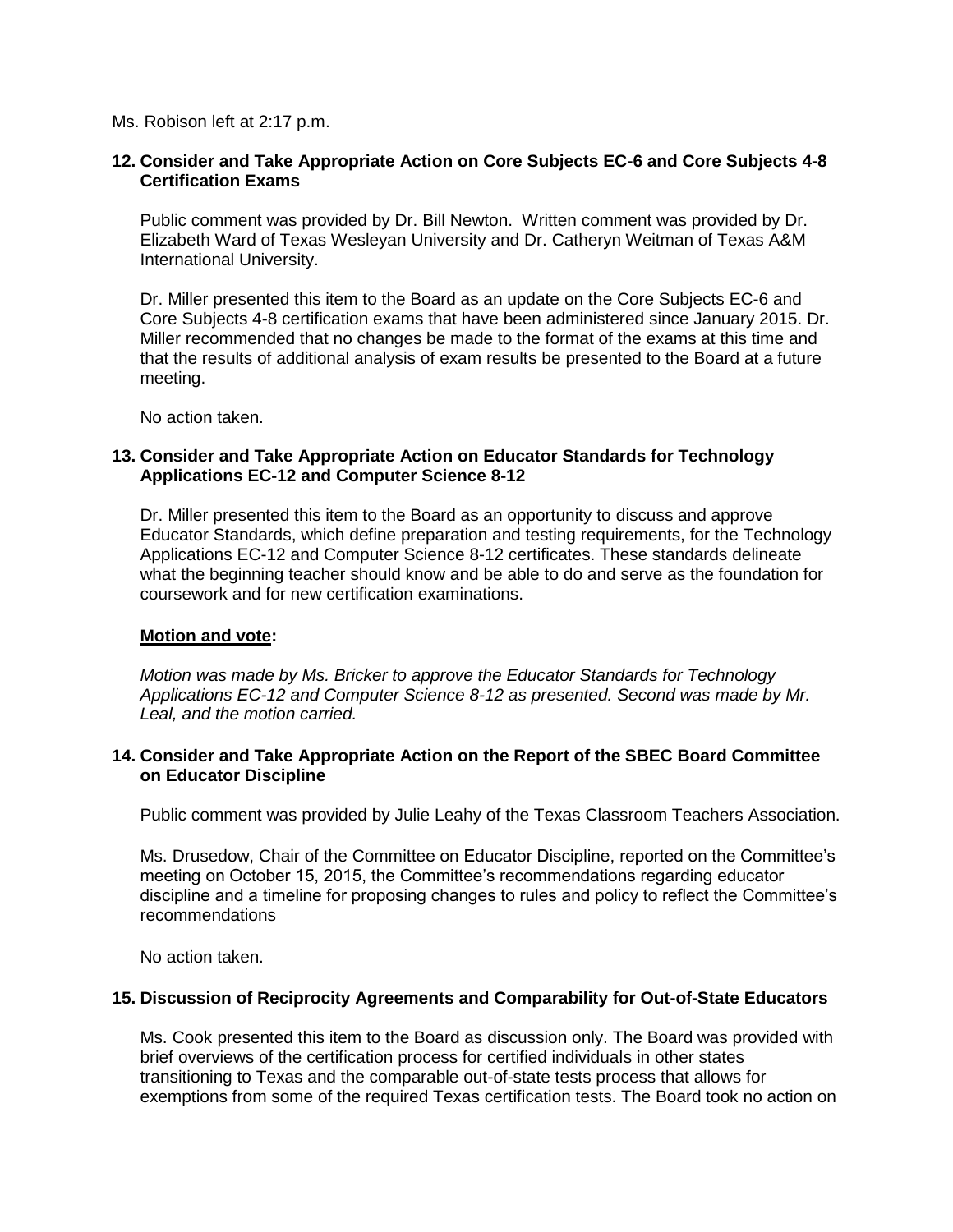Ms. Robison left at 2:17 p.m.

### 12. Consider and Take Appropriate Action on Core Subjects EC-6 and Core Subjects 4-8 Certification Exams

Public comment was provided by Dr. Bill Newton. Written comment was provided by Dr. Elizabeth Ward of Texas Wesleyan University and Dr. Catheryn Weitman of Texas A&M International University.

Dr. Miller presented this item to the Board as an update on the Core Subjects EC-6 and Core Subjects 4-8 certification exams that have been administered since January 2015. Dr. Miller recommended that no changes be made to the format of the exams at this time and that the results of additional analysis of exam results be presented to the Board at a future meeting.

No action taken.

### 13. Consider and Take Appropriate Action on Educator Standards for Technology Applications EC-12 and Computer Science 8-12

Dr. Miller presented this item to the Board as an opportunity to discuss and approve Educator Standards, which define preparation and testing requirements, for the Technology Applications EC-12 and Computer Science 8-12 certificates. These standards delineate what the beginning teacher should know and be able to do and serve as the foundation for coursework and for new certification examinations.

**Motion and vote:**

*Motion was made by Ms. Bricker to approve the Educator Standards for Technology Applications EC-12 and Computer Science 8-12 as presented. Second was made by Mr. Leal, and the motion carried.*

### 14. Consider and Take Appropriate Action on the Report of the SBEC Board Committee on Educator Discipline

Public comment was provided by Julie Leahy of the Texas Classroom Teachers Association.

Ms. Drusedow, Chair of the Committee on Educator Discipline, reported on the Committee's meeting on October 15, 2015, the Committee's recommendations regarding educator discipline and a timeline for proposing changes to rules and policy to reflect the Committee's recommendations

No action taken.

### 15. Discussion of Reciprocity Agreements and Comparability for Out-of-State Educators

Ms. Cook presented this item to the Board as discussion only. The Board was provided with brief overviews of the certification process for certified individuals in other states transitioning to Texas and the comparable out-of-state tests process that allows for exemptions from some of the required Texas certification tests. The Board took no action on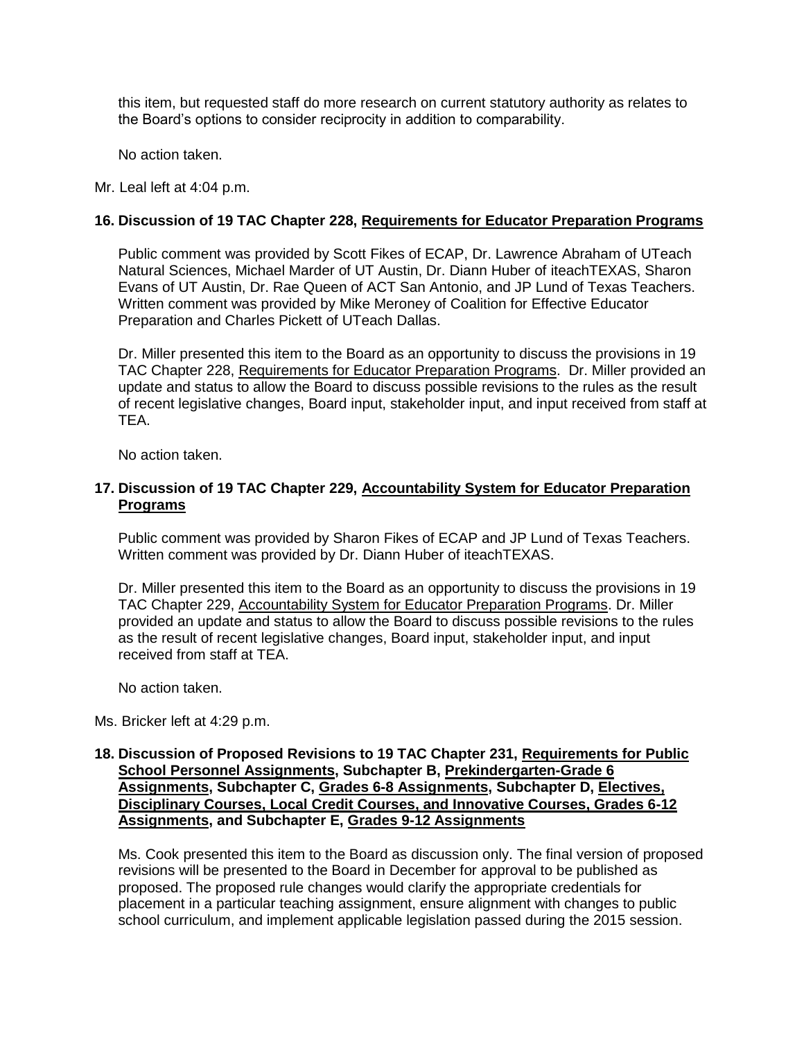this item, but requested staff do more research on current statutory authority as relates to the Board's options to consider reciprocity in addition to comparability.

No action taken.

Mr. Leal left at 4:04 p.m.

**16. Discussion of 19 TAC Chapter 228, Requirements for Educator Preparation Programs**

Public comment was provided by Scott Fikes of ECAP, Dr. Lawrence Abraham of UTeach Natural Sciences, Michael Marder of UT Austin, Dr. Diann Huber of iteachTEXAS, Sharon Evans of UT Austin, Dr. Rae Queen of ACT San Antonio, and JP Lund of Texas Teachers. Written comment was provided by Mike Meroney of Coalition for Effective Educator Preparation and Charles Pickett of UTeach Dallas.

Dr. Miller presented this item to the Board as an opportunity to discuss the provisions in 19 TAC Chapter 228, Requirements for Educator Preparation Programs. Dr. Miller provided an update and status to allow the Board to discuss possible revisions to the rules as the result of recent legislative changes, Board input, stakeholder input, and input received from staff at TEA.

No action taken.

**17. Discussion of 19 TAC Chapter 229, Accountability System for Educator Preparation Programs**

Public comment was provided by Sharon Fikes of ECAP and JP Lund of Texas Teachers. Written comment was provided by Dr. Diann Huber of iteachTEXAS.

Dr. Miller presented this item to the Board as an opportunity to discuss the provisions in 19 TAC Chapter 229, Accountability System for Educator Preparation Programs. Dr. Miller provided an update and status to allow the Board to discuss possible revisions to the rules as the result of recent legislative changes, Board input, stakeholder input, and input received from staff at TEA.

No action taken.

Ms. Bricker left at 4:29 p.m.

**18. Discussion of Proposed Revisions to 19 TAC Chapter 231, Requirements for Public School Personnel Assignments, Subchapter B, Prekindergarten-Grade 6 Assignments, Subchapter C, Grades 6-8 Assignments, Subchapter D, Electives, Disciplinary Courses, Local Credit Courses, and Innovative Courses, Grades 6-12 Assignments, and Subchapter E, Grades 9-12 Assignments**

Ms. Cook presented this item to the Board as discussion only. The final version of proposed revisions will be presented to the Board in December for approval to be published as proposed. The proposed rule changes would clarify the appropriate credentials for placement in a particular teaching assignment, ensure alignment with changes to public school curriculum, and implement applicable legislation passed during the 2015 session.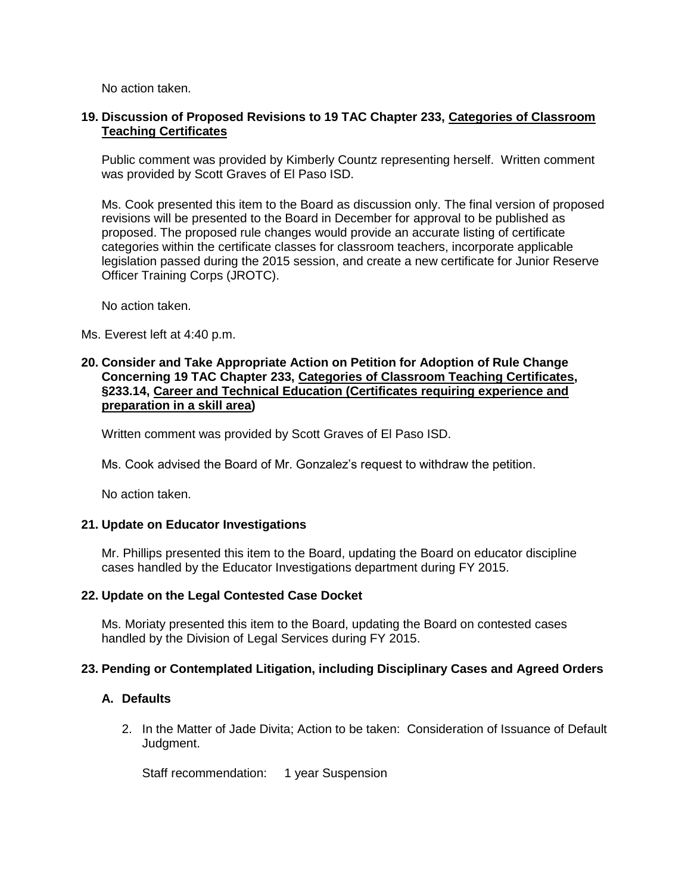No action taken.

**19. Discussion of Proposed Revisions to 19 TAC Chapter 233, Categories of Classroom Teaching Certificates**

Public comment was provided by Kimberly Countz representing herself. Written comment was provided by Scott Graves of El Paso ISD.

Ms. Cook presented this item to the Board as discussion only. The final version of proposed revisions will be presented to the Board in December for approval to be published as proposed. The proposed rule changes would provide an accurate listing of certificate categories within the certificate classes for classroom teachers, incorporate applicable legislation passed during the 2015 session, and create a new certificate for Junior Reserve Officer Training Corps (JROTC).

No action taken.

Ms. Everest left at 4:40 p.m.

**20. Consider and Take Appropriate Action on Petition for Adoption of Rule Change Concerning 19 TAC Chapter 233, Categories of Classroom Teaching Certificates, §233.14, Career and Technical Education (Certificates requiring experience and preparation in a skill area)**

Written comment was provided by Scott Graves of El Paso ISD.

Ms. Cook advised the Board of Mr. Gonzalez's request to withdraw the petition.

No action taken.

**21. Update on Educator Investigations**

Mr. Phillips presented this item to the Board, updating the Board on educator discipline cases handled by the Educator Investigations department during FY 2015.

**22. Update on the Legal Contested Case Docket**

Ms. Moriaty presented this item to the Board, updating the Board on contested cases handled by the Division of Legal Services during FY 2015.

**23. Pending or Contemplated Litigation, including Disciplinary Cases and Agreed Orders**

**A. Defaults**

2. In the Matter of Jade Divita; Action to be taken: Consideration of Issuance of Default Judgment.

   Staff recommendation: 1 year Suspension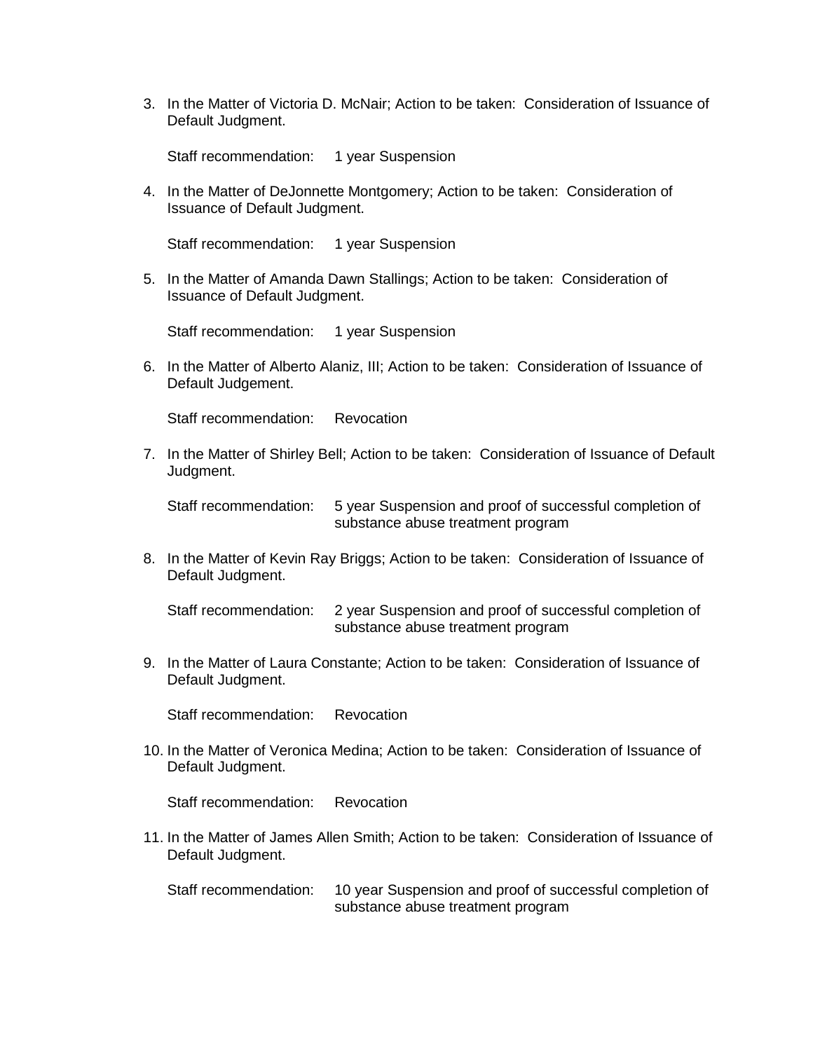3. In the Matter of Victoria D. McNair; Action to be taken: Consideration of Issuance of Default Judgment.

   Staff recommendation: 1 year Suspension

4. In the Matter of DeJonnette Montgomery; Action to be taken: Consideration of Issuance of Default Judgment.

   Staff recommendation: 1 year Suspension

5. In the Matter of Amanda Dawn Stallings; Action to be taken: Consideration of Issuance of Default Judgment.

   Staff recommendation: 1 year Suspension

6. In the Matter of Alberto Alaniz, III; Action to be taken: Consideration of Issuance of Default Judgement.

   Staff recommendation: Revocation

7. In the Matter of Shirley Bell; Action to be taken: Consideration of Issuance of Default Judgment.

   Staff recommendation: 5 year Suspension and proof of successful completion of substance abuse treatment program

8. In the Matter of Kevin Ray Briggs; Action to be taken: Consideration of Issuance of Default Judgment.

   Staff recommendation: 2 year Suspension and proof of successful completion of substance abuse treatment program

9. In the Matter of Laura Constante; Action to be taken: Consideration of Issuance of Default Judgment.

   Staff recommendation: Revocation

10. In the Matter of Veronica Medina; Action to be taken: Consideration of Issuance of Default Judgment.

    Staff recommendation: Revocation

11. In the Matter of James Allen Smith; Action to be taken: Consideration of Issuance of Default Judgment.

    Staff recommendation: 10 year Suspension and proof of successful completion of substance abuse treatment program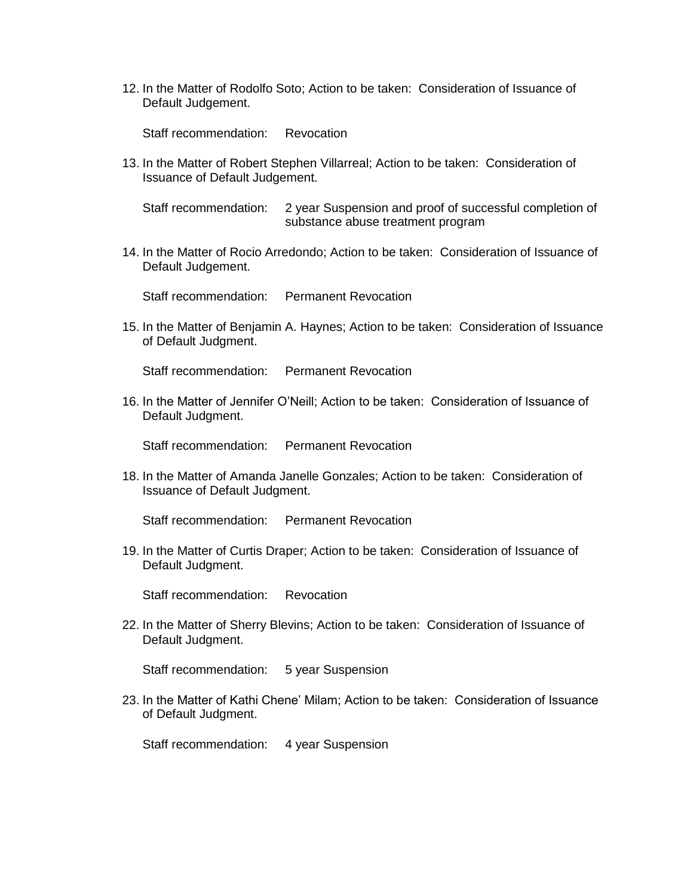12. In the Matter of Rodolfo Soto; Action to be taken: Consideration of Issuance of Default Judgement.

    Staff recommendation: Revocation

13. In the Matter of Robert Stephen Villarreal; Action to be taken: Consideration of Issuance of Default Judgement.

    Staff recommendation: 2 year Suspension and proof of successful completion of substance abuse treatment program

14. In the Matter of Rocio Arredondo; Action to be taken: Consideration of Issuance of Default Judgement.

    Staff recommendation: Permanent Revocation

15. In the Matter of Benjamin A. Haynes; Action to be taken: Consideration of Issuance of Default Judgment.

    Staff recommendation: Permanent Revocation

16. In the Matter of Jennifer O'Neill; Action to be taken: Consideration of Issuance of Default Judgment.

    Staff recommendation: Permanent Revocation

18. In the Matter of Amanda Janelle Gonzales; Action to be taken: Consideration of Issuance of Default Judgment.

    Staff recommendation: Permanent Revocation

19. In the Matter of Curtis Draper; Action to be taken: Consideration of Issuance of Default Judgment.

    Staff recommendation: Revocation

22. In the Matter of Sherry Blevins; Action to be taken: Consideration of Issuance of Default Judgment.

    Staff recommendation: 5 year Suspension

23. In the Matter of Kathi Chene' Milam; Action to be taken: Consideration of Issuance of Default Judgment.

    Staff recommendation: 4 year Suspension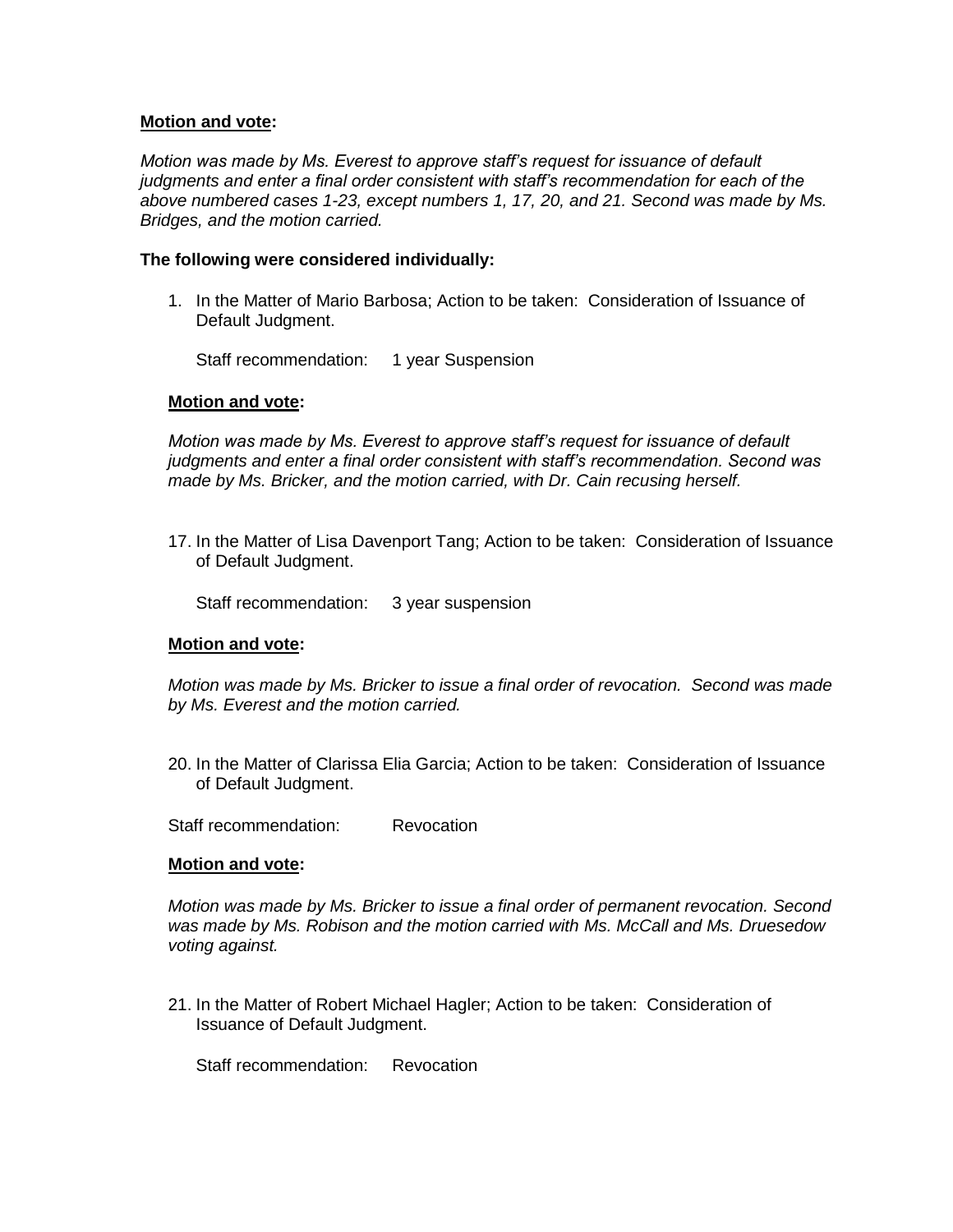**Motion and vote:**

*Motion was made by Ms. Everest to approve staff's request for issuance of default judgments and enter a final order consistent with staff's recommendation for each of the above numbered cases 1-23, except numbers 1, 17, 20, and 21. Second was made by Ms. Bridges, and the motion carried.*

**The following were considered individually:**

1. In the Matter of Mario Barbosa; Action to be taken: Consideration of Issuance of Default Judgment.

   Staff recommendation: 1 year Suspension

**Motion and vote:**

*Motion was made by Ms. Everest to approve staff's request for issuance of default judgments and enter a final order consistent with staff's recommendation. Second was made by Ms. Bricker, and the motion carried, with Dr. Cain recusing herself.*

17. In the Matter of Lisa Davenport Tang; Action to be taken: Consideration of Issuance of Default Judgment.

    Staff recommendation: 3 year suspension

**Motion and vote:**

*Motion was made by Ms. Bricker to issue a final order of revocation. Second was made by Ms. Everest and the motion carried.*

20. In the Matter of Clarissa Elia Garcia; Action to be taken: Consideration of Issuance of Default Judgment.

Staff recommendation: Revocation

**Motion and vote:**

*Motion was made by Ms. Bricker to issue a final order of permanent revocation. Second was made by Ms. Robison and the motion carried with Ms. McCall and Ms. Druesedow voting against.*

21. In the Matter of Robert Michael Hagler; Action to be taken: Consideration of Issuance of Default Judgment.

    Staff recommendation: Revocation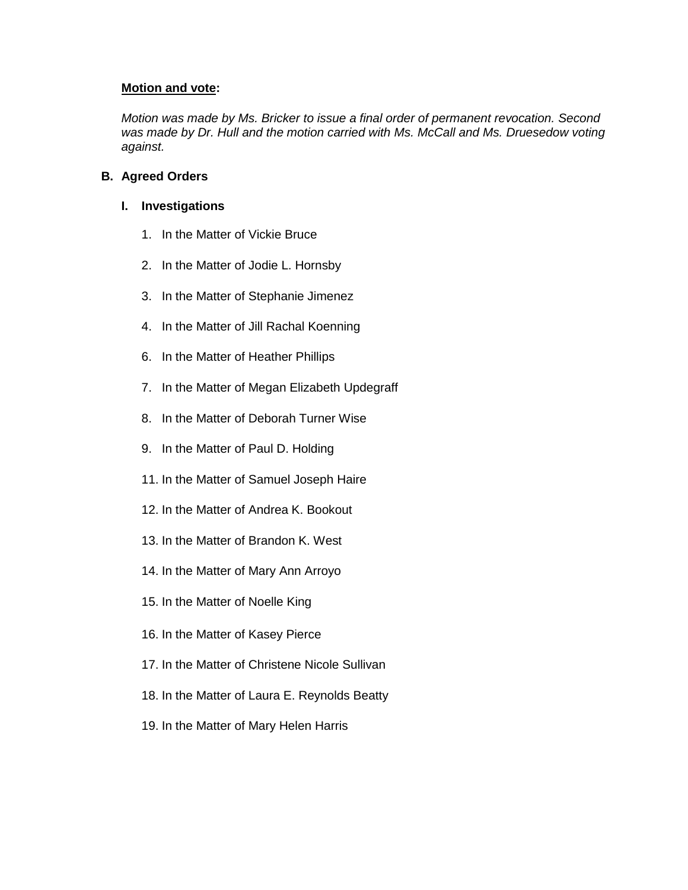**Motion and vote:**

*Motion was made by Ms. Bricker to issue a final order of permanent revocation. Second was made by Dr. Hull and the motion carried with Ms. McCall and Ms. Druesedow voting against.*

**B. Agreed Orders**

**I. Investigations**

1. In the Matter of Vickie Bruce
2. In the Matter of Jodie L. Hornsby
3. In the Matter of Stephanie Jimenez
4. In the Matter of Jill Rachal Koenning
6. In the Matter of Heather Phillips
7. In the Matter of Megan Elizabeth Updegraff
8. In the Matter of Deborah Turner Wise
9. In the Matter of Paul D. Holding
11. In the Matter of Samuel Joseph Haire
12. In the Matter of Andrea K. Bookout
13. In the Matter of Brandon K. West
14. In the Matter of Mary Ann Arroyo
15. In the Matter of Noelle King
16. In the Matter of Kasey Pierce
17. In the Matter of Christene Nicole Sullivan
18. In the Matter of Laura E. Reynolds Beatty
19. In the Matter of Mary Helen Harris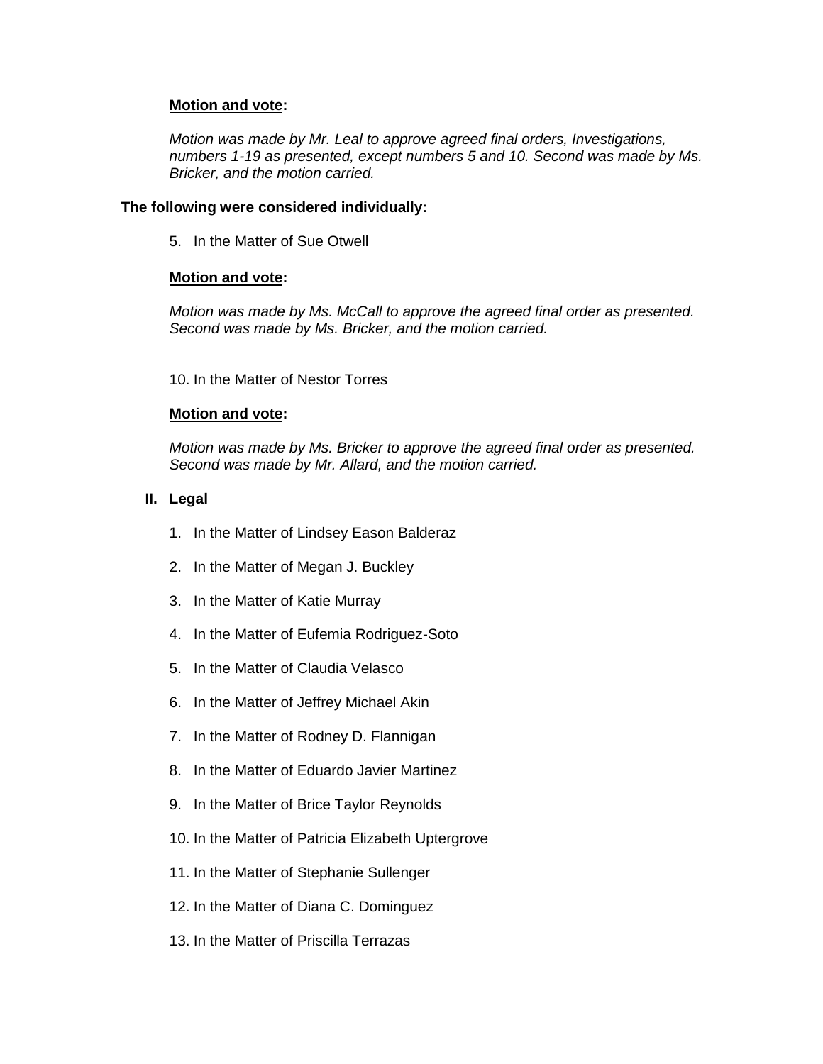<u>**Motion and vote**</u>**:**

*Motion was made by Mr. Leal to approve agreed final orders, Investigations, numbers 1-19 as presented, except numbers 5 and 10. Second was made by Ms. Bricker, and the motion carried.*

**The following were considered individually:**

5. In the Matter of Sue Otwell

<u>**Motion and vote**</u>**:**

*Motion was made by Ms. McCall to approve the agreed final order as presented. Second was made by Ms. Bricker, and the motion carried.*

10. In the Matter of Nestor Torres

<u>**Motion and vote**</u>**:**

*Motion was made by Ms. Bricker to approve the agreed final order as presented. Second was made by Mr. Allard, and the motion carried.*

**II. Legal**

1. In the Matter of Lindsey Eason Balderaz
2. In the Matter of Megan J. Buckley
3. In the Matter of Katie Murray
4. In the Matter of Eufemia Rodriguez-Soto
5. In the Matter of Claudia Velasco
6. In the Matter of Jeffrey Michael Akin
7. In the Matter of Rodney D. Flannigan
8. In the Matter of Eduardo Javier Martinez
9. In the Matter of Brice Taylor Reynolds
10. In the Matter of Patricia Elizabeth Uptergrove
11. In the Matter of Stephanie Sullenger
12. In the Matter of Diana C. Dominguez
13. In the Matter of Priscilla Terrazas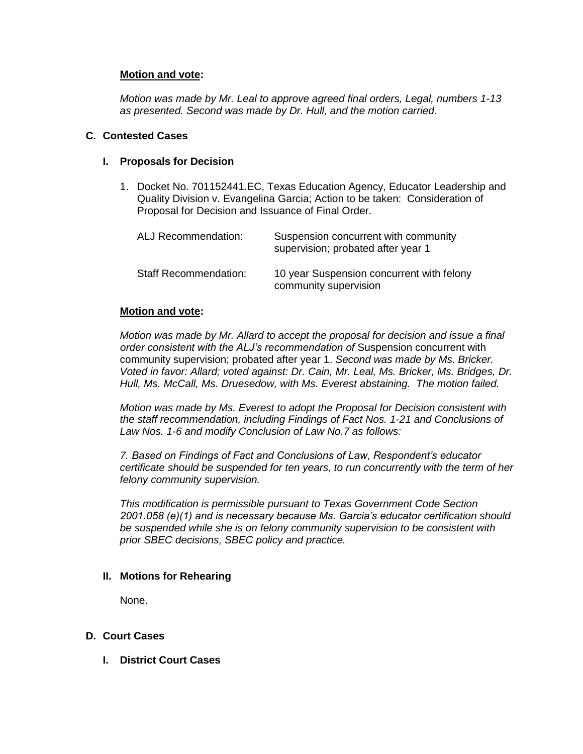**Motion and vote:**

*Motion was made by Mr. Leal to approve agreed final orders, Legal, numbers 1-13 as presented. Second was made by Dr. Hull, and the motion carried.*

## C. Contested Cases

### I. Proposals for Decision

1. Docket No. 701152441.EC, Texas Education Agency, Educator Leadership and Quality Division v. Evangelina Garcia; Action to be taken: Consideration of Proposal for Decision and Issuance of Final Order.

| | |
|---|---|
| ALJ Recommendation: | Suspension concurrent with community supervision; probated after year 1 |
| Staff Recommendation: | 10 year Suspension concurrent with felony community supervision |

**Motion and vote:**

*Motion was made by Mr. Allard to accept the proposal for decision and issue a final order consistent with the ALJ's recommendation of* Suspension concurrent with community supervision; probated after year 1. *Second was made by Ms. Bricker. Voted in favor: Allard; voted against: Dr. Cain, Mr. Leal, Ms. Bricker, Ms. Bridges, Dr. Hull, Ms. McCall, Ms. Druesedow, with Ms. Everest abstaining. The motion failed.*

*Motion was made by Ms. Everest to adopt the Proposal for Decision consistent with the staff recommendation, including Findings of Fact Nos. 1-21 and Conclusions of Law Nos. 1-6 and modify Conclusion of Law No.7 as follows:*

*7. Based on Findings of Fact and Conclusions of Law, Respondent's educator certificate should be suspended for ten years, to run concurrently with the term of her felony community supervision.*

*This modification is permissible pursuant to Texas Government Code Section 2001.058 (e)(1) and is necessary because Ms. Garcia's educator certification should be suspended while she is on felony community supervision to be consistent with prior SBEC decisions, SBEC policy and practice.*

### II. Motions for Rehearing

None.

## D. Court Cases

### I. District Court Cases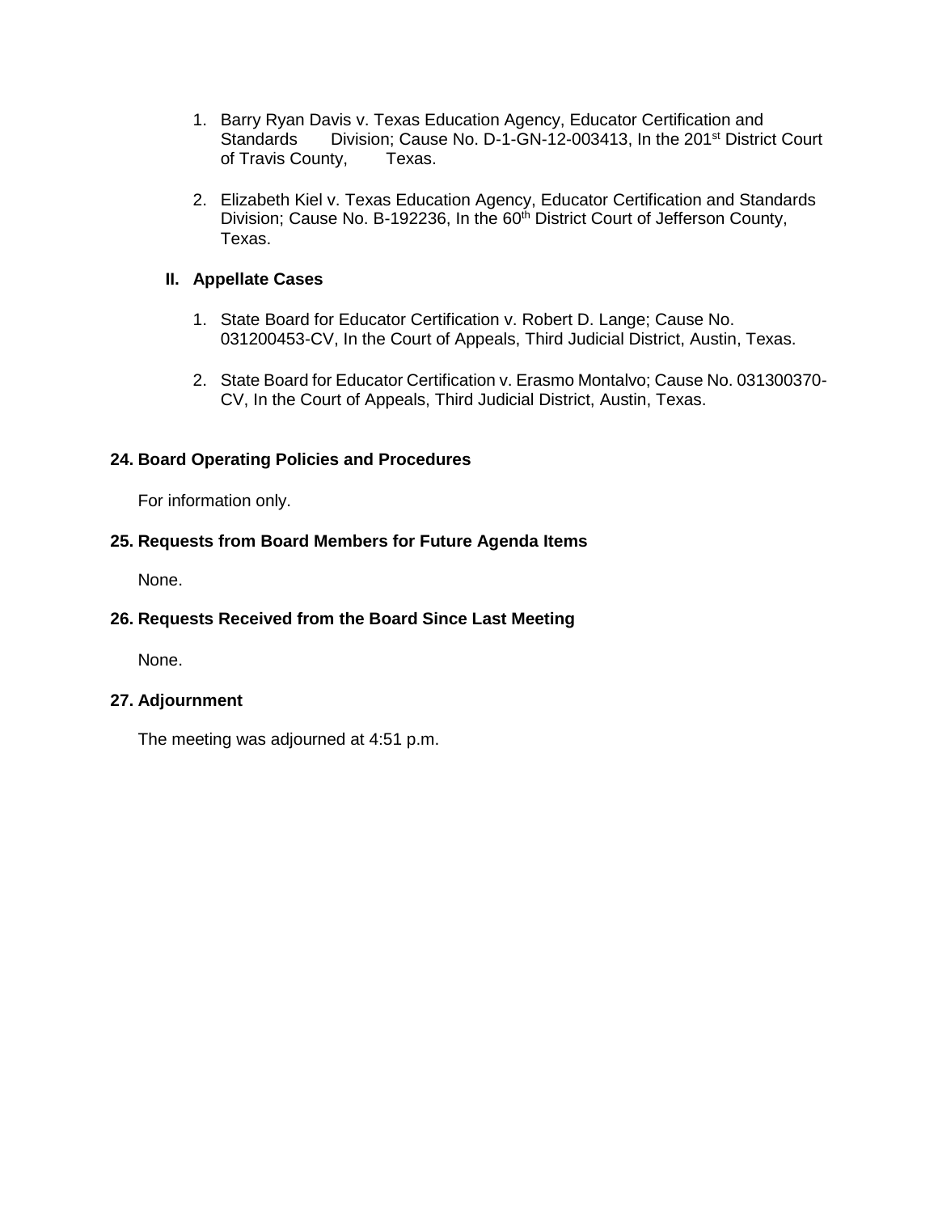1. Barry Ryan Davis v. Texas Education Agency, Educator Certification and Standards Division; Cause No. D-1-GN-12-003413, In the 201st District Court of Travis County, Texas.

2. Elizabeth Kiel v. Texas Education Agency, Educator Certification and Standards Division; Cause No. B-192236, In the 60th District Court of Jefferson County, Texas.

**II. Appellate Cases**

1. State Board for Educator Certification v. Robert D. Lange; Cause No. 031200453-CV, In the Court of Appeals, Third Judicial District, Austin, Texas.

2. State Board for Educator Certification v. Erasmo Montalvo; Cause No. 031300370-CV, In the Court of Appeals, Third Judicial District, Austin, Texas.

### 24. Board Operating Policies and Procedures

For information only.

### 25. Requests from Board Members for Future Agenda Items

None.

### 26. Requests Received from the Board Since Last Meeting

None.

### 27. Adjournment

The meeting was adjourned at 4:51 p.m.